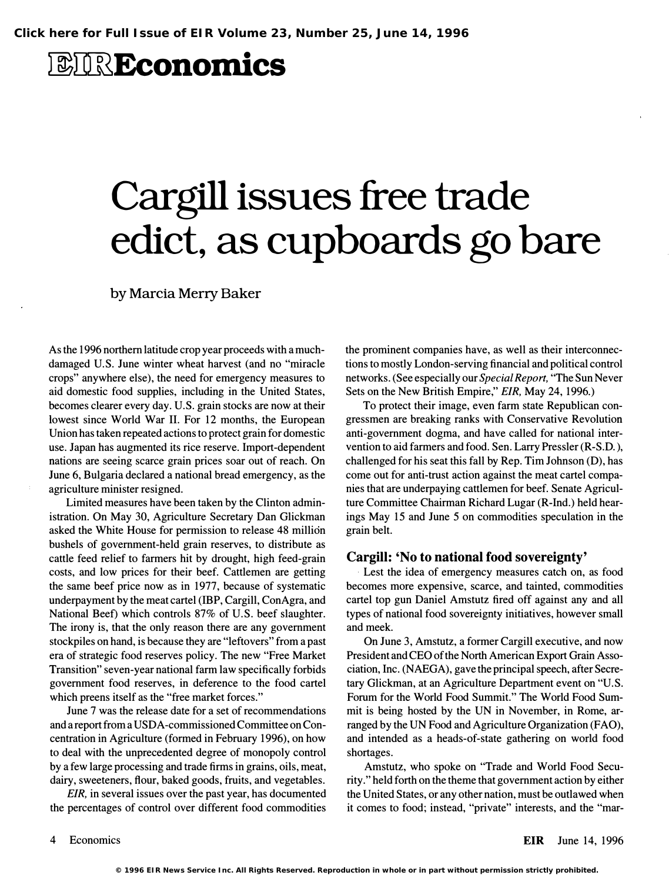# Cargill issues free trade edict, as cupboards go bare

by Marcia Merry Baker

As the 1996 northern latitude crop year proceeds with a much-damaged U.S. June winter wheat harvest (and no "miracle crops" anywhere else), the need for emergency measures to aid domestic food supplies, including in the United States, becomes clearer every day. U.S. grain stocks are now at their lowest since World War II. For 12 months, the European Union has taken repeated actions to protect grain for domestic use. Japan has augmented its rice reserve. Import-dependent nations are seeing scarce grain prices soar out of reach. On June 6, Bulgaria declared a national bread emergency, as the agriculture minister resigned.

Limited measures have been taken by the Clinton administration. On May 30, Agriculture Secretary Dan Glickman asked the White House for permission to release 48 million bushels of government-held grain reserves, to distribute as cattle feed relief to farmers hit by drought, high feed-grain costs, and low prices for their beef. Cattlemen are getting the same beef price now as in 1977, because of systematic underpayment by the meat cartel (IBP, Cargill, ConAgra, and National Beef) which controls 87% of U.S. beef slaughter. The irony is, that the only reason there are any government stockpiles on hand, is because they are "leftovers" from a past era of strategic food reserves policy. The new "Free Market Transition" seven-year national farm law specifically forbids government food reserves, in deference to the food cartel which preens itself as the "free market forces."

June 7 was the release date for a set of recommendations and a report from a USDA-commissioned Committee on Concentration in Agriculture (formed in February 1996), on how to deal with the unprecedented degree of monopoly control by a few large processing and trade firms in grains, oils, meat, dairy, sweeteners, flour, baked goods, fruits, and vegetables.

*EIR,* in several issues over the past year, has documented the percentages of control over different food commodities the prominent companies have, as well as their interconnections to mostly London-serving financial and political control networks. (See especially our *Special Report,* "The Sun Never Sets on the New British Empire," *EIR,* May 24, 1996.)

To protect their image, even farm state Republican congressmen are breaking ranks with Conservative Revolution anti-government dogma, and have called for national intervention to aid farmers and food. Sen. Larry Pressler (R-S.D.), challenged for his seat this fall by Rep. Tim Johnson (D), has come out for anti-trust action against the meat cartel companies that are underpaying cattlemen for beef. Senate Agriculture Committee Chairman Richard Lugar (R-Ind.) held hearings May 15 and June 5 on commodities speculation in the grain belt.

## Cargill: 'No to national food sovereignty'

Lest the idea of emergency measures catch on, as food becomes more expensive, scarce, and tainted, commodities cartel top gun Daniel Amstutz fired off against any and all types of national food sovereignty initiatives, however small and meek.

On June 3, Amstutz, a former Cargill executive, and now President and CEO of the North American Export Grain Association, Inc. (NAEGA), gave the principal speech, after Secretary Glickman, at an Agriculture Department event on "U.S. Forum for the World Food Summit." The World Food Summit is being hosted by the UN in November, in Rome, arranged by the UN Food and Agriculture Organization (FAO), and intended as a heads-of-state gathering on world food shortages.

Amstutz, who spoke on "Trade and World Food Security." held forth on the theme that government action by either the United States, or any other nation, must be outlawed when it comes to food; instead, "private" interests, and the "mar-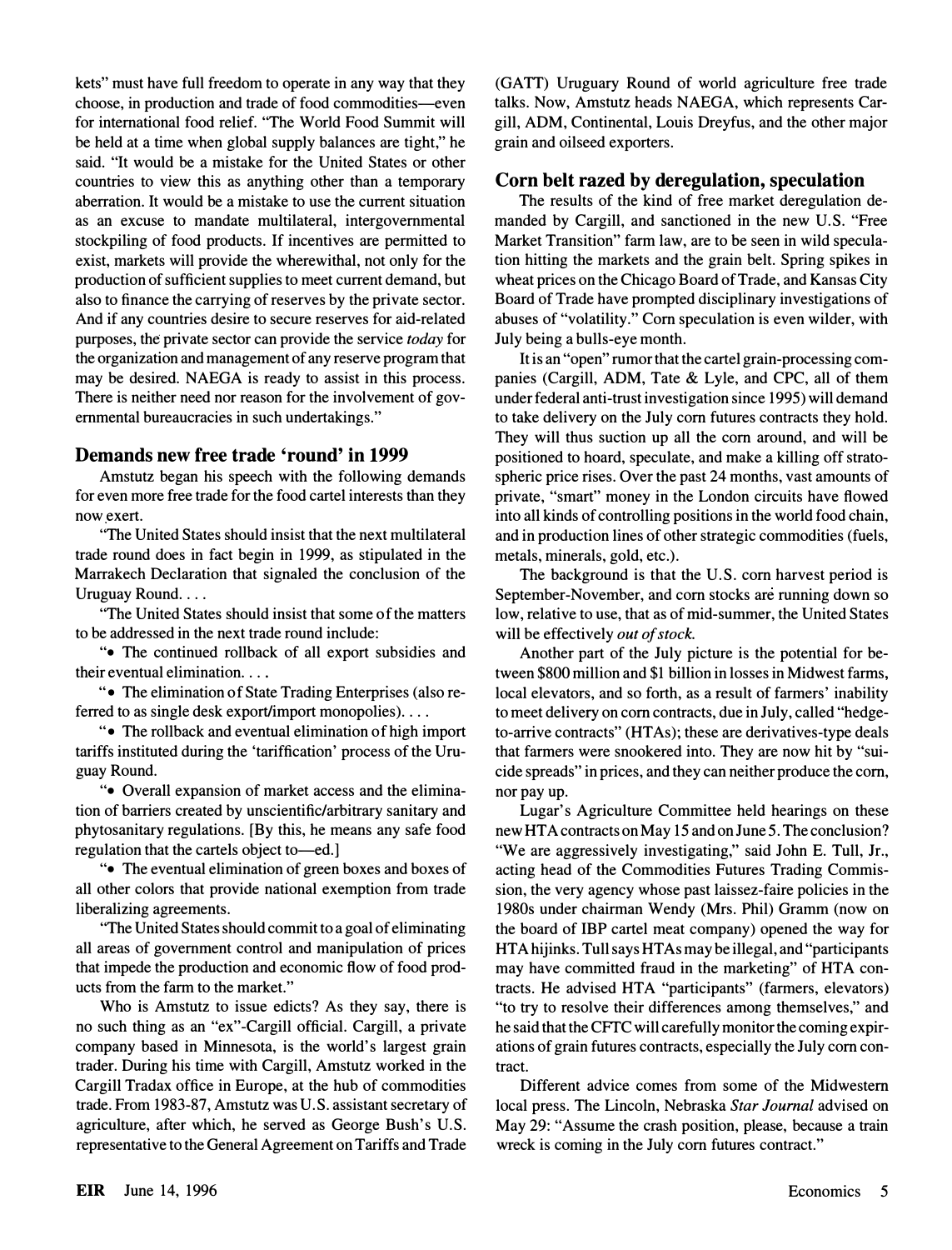kets" must have full freedom to operate in any way that they choose, in production and trade of food commodities—even for international food relief. "The World Food Summit will be held at a time when global supply balances are tight," he said. "It would be a mistake for the United States or other countries to view this as anything other than a temporary aberration. It would be a mistake to use the current situation as an excuse to mandate multilateral, intergovernmental stockpiling of food products. If incentives are permitted to exist, markets will provide the wherewithal, not only for the production of sufficient supplies to meet current demand, but also to finance the carrying of reserves by the private sector. And if any countries desire to secure reserves for aid-related purposes, the private sector can provide the service *today* for the organization and management of any reserve program that may be desired. NAEGA is ready to assist in this process. There is neither need nor reason for the involvement of governmental bureaucracies in such undertakings."

## Demands new free trade 'round' in 1999

Amstutz began his speech with the following demands for even more free trade for the food cartel interests than they now exert.

"The United States should insist that the next multilateral trade round does in fact begin in 1999, as stipulated in the Marrakech Declaration that signaled the conclusion of the Uruguay Round. . . .

"The United States should insist that some of the matters to be addressed in the next trade round include:

"• The continued rollback of all export subsidies and their eventual elimination. . . .

"• The elimination of State Trading Enterprises (also referred to as single desk export/import monopolies). . . .

"• The rollback and eventual elimination of high import tariffs instituted during the 'tariffication' process of the Uruguay Round.

"• Overall expansion of market access and the elimination of barriers created by unscientific/arbitrary sanitary and phytosanitary regulations. [By this, he means any safe food regulation that the cartels object to—ed.]

"• The eventual elimination of green boxes and boxes of all other colors that provide national exemption from trade liberalizing agreements.

"The United States should commit to a goal of eliminating all areas of government control and manipulation of prices that impede the production and economic flow of food products from the farm to the market."

Who is Amstutz to issue edicts? As they say, there is no such thing as an "ex"-Cargill official. Cargill, a private company based in Minnesota, is the world's largest grain trader. During his time with Cargill, Amstutz worked in the Cargill Tradax office in Europe, at the hub of commodities trade. From 1983-87, Amstutz was U.S. assistant secretary of agriculture, after which, he served as George Bush's U.S. representative to the General Agreement on Tariffs and Trade (GATT) Uruguay Round of world agriculture free trade talks. Now, Amstutz heads NAEGA, which represents Cargill, ADM, Continental, Louis Dreyfus, and the other major grain and oilseed exporters.

## Corn belt razed by deregulation, speculation

The results of the kind of free market deregulation demanded by Cargill, and sanctioned in the new U.S. "Free Market Transition" farm law, are to be seen in wild speculation hitting the markets and the grain belt. Spring spikes in wheat prices on the Chicago Board of Trade, and Kansas City Board of Trade have prompted disciplinary investigations of abuses of "volatility." Corn speculation is even wilder, with July being a bulls-eye month.

It is an "open" rumor that the cartel grain-processing companies (Cargill, ADM, Tate & Lyle, and CPC, all of them under federal anti-trust investigation since 1995) will demand to take delivery on the July corn futures contracts they hold. They will thus suction up all the corn around, and will be positioned to hoard, speculate, and make a killing off stratospheric price rises. Over the past 24 months, vast amounts of private, "smart" money in the London circuits have flowed into all kinds of controlling positions in the world food chain, and in production lines of other strategic commodities (fuels, metals, minerals, gold, etc.).

The background is that the U.S. corn harvest period is September-November, and corn stocks are running down so low, relative to use, that as of mid-summer, the United States will be effectively *out of stock.*

Another part of the July picture is the potential for between $800 million and $1 billion in losses in Midwest farms, local elevators, and so forth, as a result of farmers' inability to meet delivery on corn contracts, due in July, called "hedge-to-arrive contracts" (HTAs); these are derivatives-type deals that farmers were snookered into. They are now hit by "suicide spreads" in prices, and they can neither produce the corn, nor pay up.

Lugar's Agriculture Committee held hearings on these new HTA contracts on May 15 and on June 5. The conclusion? "We are aggressively investigating," said John E. Tull, Jr., acting head of the Commodities Futures Trading Commission, the very agency whose past laissez-faire policies in the 1980s under chairman Wendy (Mrs. Phil) Gramm (now on the board of IBP cartel meat company) opened the way for HTA hijinks. Tull says HTAs may be illegal, and "participants may have committed fraud in the marketing" of HTA contracts. He advised HTA "participants" (farmers, elevators) "to try to resolve their differences among themselves," and he said that the CFTC will carefully monitor the coming expirations of grain futures contracts, especially the July corn contract.

Different advice comes from some of the Midwestern local press. The Lincoln, Nebraska *Star Journal* advised on May 29: "Assume the crash position, please, because a train wreck is coming in the July corn futures contract."